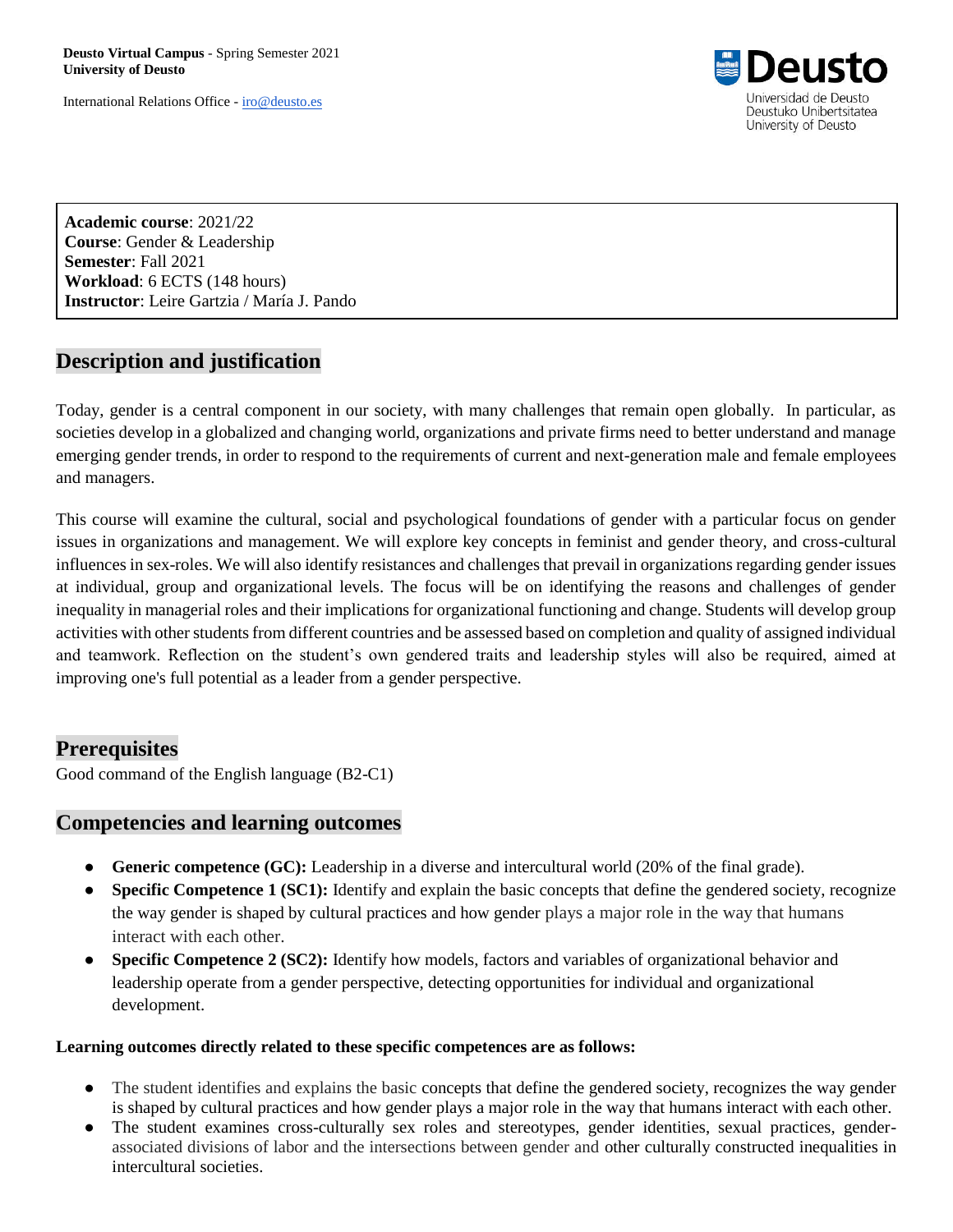**Deusto Virtual Campus** - Spring Semester 2021
**University of Deusto**

International Relations Office - iro@deusto.es

Deusto
Universidad de Deusto
Deustuko Unibertsitatea
University of Deusto

**Academic course**: 2021/22
**Course**: Gender & Leadership
**Semester**: Fall 2021
**Workload**: 6 ECTS (148 hours)
**Instructor**: Leire Gartzia / María J. Pando

## Description and justification

Today, gender is a central component in our society, with many challenges that remain open globally. In particular, as societies develop in a globalized and changing world, organizations and private firms need to better understand and manage emerging gender trends, in order to respond to the requirements of current and next-generation male and female employees and managers.

This course will examine the cultural, social and psychological foundations of gender with a particular focus on gender issues in organizations and management. We will explore key concepts in feminist and gender theory, and cross-cultural influences in sex-roles. We will also identify resistances and challenges that prevail in organizations regarding gender issues at individual, group and organizational levels. The focus will be on identifying the reasons and challenges of gender inequality in managerial roles and their implications for organizational functioning and change. Students will develop group activities with other students from different countries and be assessed based on completion and quality of assigned individual and teamwork. Reflection on the student's own gendered traits and leadership styles will also be required, aimed at improving one's full potential as a leader from a gender perspective.

## Prerequisites

Good command of the English language (B2-C1)

## Competencies and learning outcomes

- **Generic competence (GC):** Leadership in a diverse and intercultural world (20% of the final grade).
- **Specific Competence 1 (SC1):** Identify and explain the basic concepts that define the gendered society, recognize the way gender is shaped by cultural practices and how gender plays a major role in the way that humans interact with each other.
- **Specific Competence 2 (SC2):** Identify how models, factors and variables of organizational behavior and leadership operate from a gender perspective, detecting opportunities for individual and organizational development.

**Learning outcomes directly related to these specific competences are as follows:**

- The student identifies and explains the basic concepts that define the gendered society, recognizes the way gender is shaped by cultural practices and how gender plays a major role in the way that humans interact with each other.
- The student examines cross-culturally sex roles and stereotypes, gender identities, sexual practices, gender-associated divisions of labor and the intersections between gender and other culturally constructed inequalities in intercultural societies.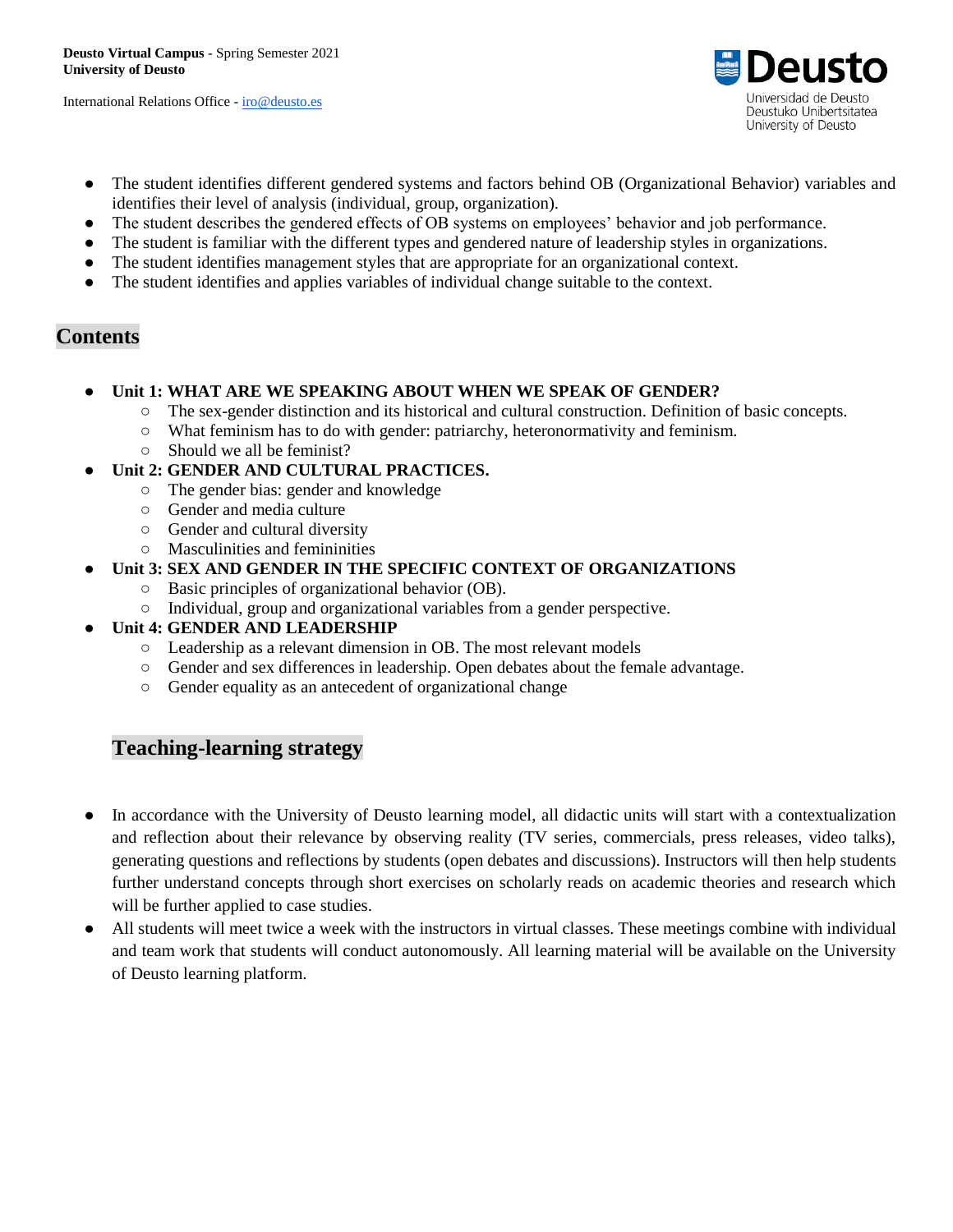- The student identifies different gendered systems and factors behind OB (Organizational Behavior) variables and identifies their level of analysis (individual, group, organization).
- The student describes the gendered effects of OB systems on employees' behavior and job performance.
- The student is familiar with the different types and gendered nature of leadership styles in organizations.
- The student identifies management styles that are appropriate for an organizational context.
- The student identifies and applies variables of individual change suitable to the context.

## Contents

- **Unit 1: WHAT ARE WE SPEAKING ABOUT WHEN WE SPEAK OF GENDER?**
  - The sex-gender distinction and its historical and cultural construction. Definition of basic concepts.
  - What feminism has to do with gender: patriarchy, heteronormativity and feminism.
  - Should we all be feminist?
- **Unit 2: GENDER AND CULTURAL PRACTICES.**
  - The gender bias: gender and knowledge
  - Gender and media culture
  - Gender and cultural diversity
  - Masculinities and femininities
- **Unit 3: SEX AND GENDER IN THE SPECIFIC CONTEXT OF ORGANIZATIONS**
  - Basic principles of organizational behavior (OB).
  - Individual, group and organizational variables from a gender perspective.
- **Unit 4: GENDER AND LEADERSHIP**
  - Leadership as a relevant dimension in OB. The most relevant models
  - Gender and sex differences in leadership. Open debates about the female advantage.
  - Gender equality as an antecedent of organizational change

## Teaching-learning strategy

- In accordance with the University of Deusto learning model, all didactic units will start with a contextualization and reflection about their relevance by observing reality (TV series, commercials, press releases, video talks), generating questions and reflections by students (open debates and discussions). Instructors will then help students further understand concepts through short exercises on scholarly reads on academic theories and research which will be further applied to case studies.
- All students will meet twice a week with the instructors in virtual classes. These meetings combine with individual and team work that students will conduct autonomously. All learning material will be available on the University of Deusto learning platform.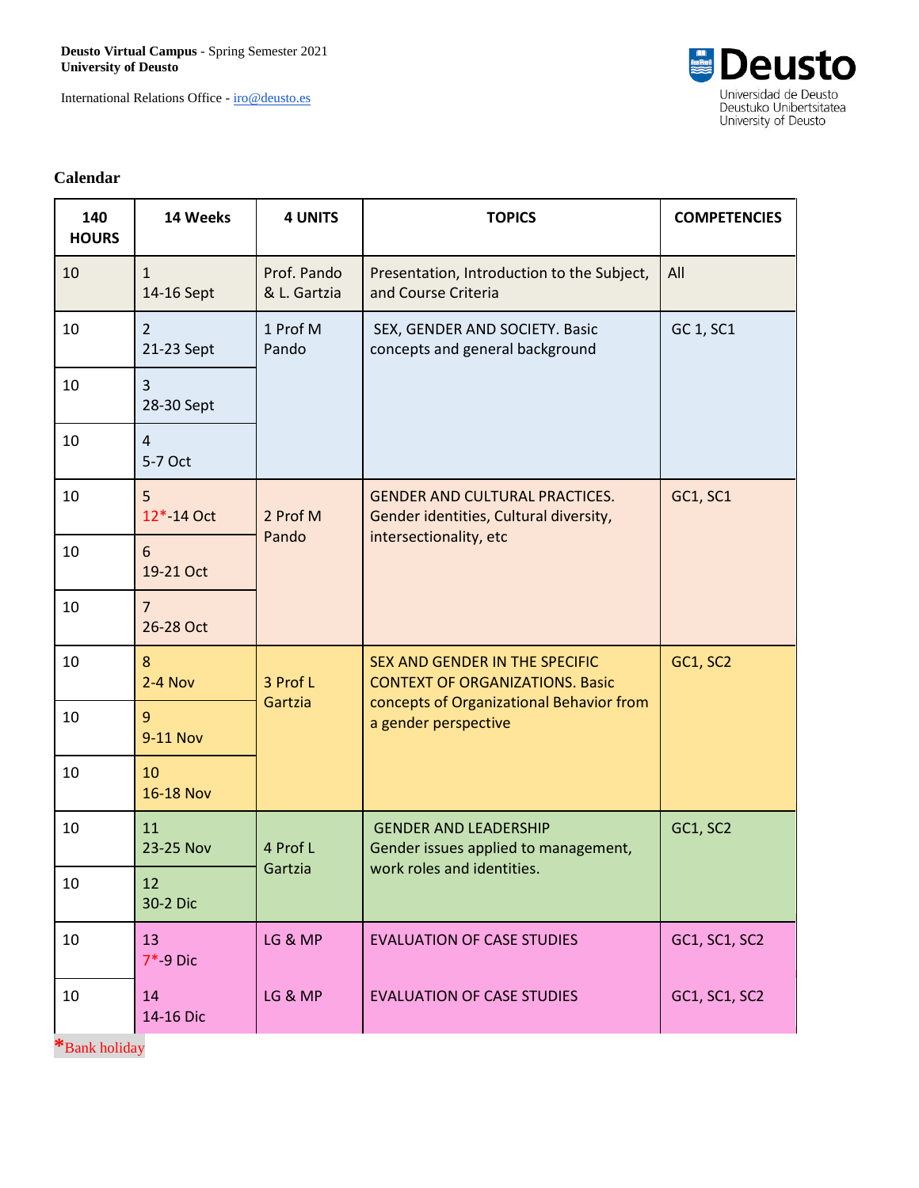**Deusto Virtual Campus** - Spring Semester 2021
**University of Deusto**

International Relations Office - iro@deusto.es

### Calendar

| 140 HOURS | 14 Weeks | 4 UNITS | TOPICS | COMPETENCIES |
|---|---|---|---|---|
| 10 | 1<br>14-16 Sept | Prof. Pando & L. Gartzia | Presentation, Introduction to the Subject, and Course Criteria | All |
| 10 | 2<br>21-23 Sept | 1 Prof M Pando | SEX, GENDER AND SOCIETY. Basic concepts and general background | GC 1, SC1 |
| 10 | 3<br>28-30 Sept | | | |
| 10 | 4<br>5-7 Oct | | | |
| 10 | 5<br>12*-14 Oct | 2 Prof M Pando | GENDER AND CULTURAL PRACTICES. Gender identities, Cultural diversity, intersectionality, etc | GC1, SC1 |
| 10 | 6<br>19-21 Oct | | | |
| 10 | 7<br>26-28 Oct | | | |
| 10 | 8<br>2-4 Nov | 3 Prof L Gartzia | SEX AND GENDER IN THE SPECIFIC CONTEXT OF ORGANIZATIONS. Basic concepts of Organizational Behavior from a gender perspective | GC1, SC2 |
| 10 | 9<br>9-11 Nov | | | |
| 10 | 10<br>16-18 Nov | | | |
| 10 | 11<br>23-25 Nov | 4 Prof L Gartzia | GENDER AND LEADERSHIP Gender issues applied to management, work roles and identities. | GC1, SC2 |
| 10 | 12<br>30-2 Dic | | | |
| 10 | 13<br>7*-9 Dic | LG & MP | EVALUATION OF CASE STUDIES | GC1, SC1, SC2 |
| 10 | 14<br>14-16 Dic | LG & MP | EVALUATION OF CASE STUDIES | GC1, SC1, SC2 |

*Bank holiday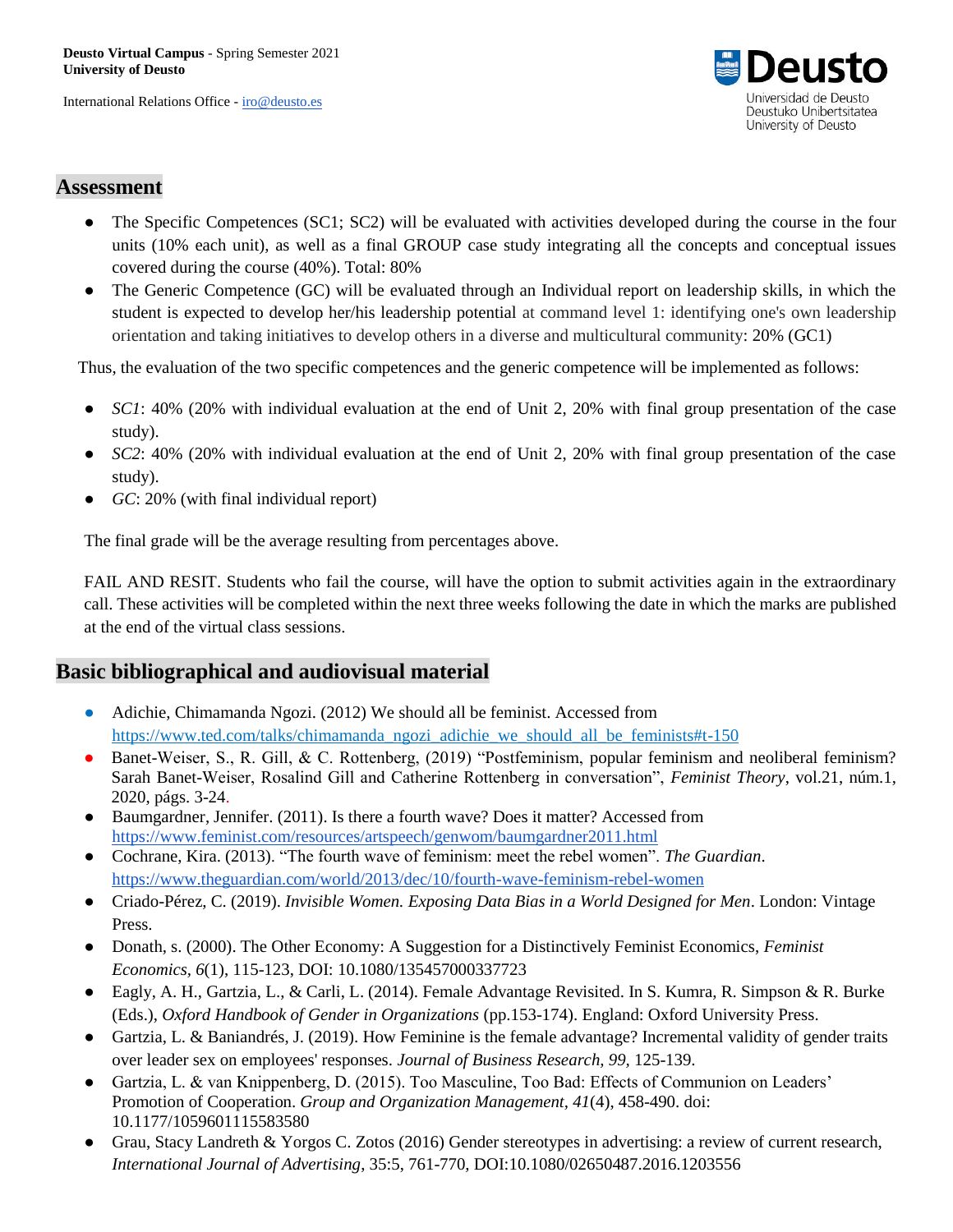## Assessment

- The Specific Competences (SC1; SC2) will be evaluated with activities developed during the course in the four units (10% each unit), as well as a final GROUP case study integrating all the concepts and conceptual issues covered during the course (40%). Total: 80%
- The Generic Competence (GC) will be evaluated through an Individual report on leadership skills, in which the student is expected to develop her/his leadership potential at command level 1: identifying one's own leadership orientation and taking initiatives to develop others in a diverse and multicultural community: 20% (GC1)

Thus, the evaluation of the two specific competences and the generic competence will be implemented as follows:

- *SC1*: 40% (20% with individual evaluation at the end of Unit 2, 20% with final group presentation of the case study).
- *SC2*: 40% (20% with individual evaluation at the end of Unit 2, 20% with final group presentation of the case study).
- *GC*: 20% (with final individual report)

The final grade will be the average resulting from percentages above.

FAIL AND RESIT. Students who fail the course, will have the option to submit activities again in the extraordinary call. These activities will be completed within the next three weeks following the date in which the marks are published at the end of the virtual class sessions.

## Basic bibliographical and audiovisual material

- Adichie, Chimamanda Ngozi. (2012) We should all be feminist. Accessed from https://www.ted.com/talks/chimamanda_ngozi_adichie_we_should_all_be_feminists#t-150
- Banet-Weiser, S., R. Gill, & C. Rottenberg, (2019) "Postfeminism, popular feminism and neoliberal feminism? Sarah Banet-Weiser, Rosalind Gill and Catherine Rottenberg in conversation", *Feminist Theory*, vol.21, núm.1, 2020, págs. 3-24.
- Baumgardner, Jennifer. (2011). Is there a fourth wave? Does it matter? Accessed from https://www.feminist.com/resources/artspeech/genwom/baumgardner2011.html
- Cochrane, Kira. (2013). "The fourth wave of feminism: meet the rebel women". *The Guardian*. https://www.theguardian.com/world/2013/dec/10/fourth-wave-feminism-rebel-women
- Criado-Pérez, C. (2019). *Invisible Women. Exposing Data Bias in a World Designed for Men*. London: Vintage Press.
- Donath, s. (2000). The Other Economy: A Suggestion for a Distinctively Feminist Economics, *Feminist Economics*, *6*(1), 115-123, DOI: 10.1080/135457000337723
- Eagly, A. H., Gartzia, L., & Carli, L. (2014). Female Advantage Revisited. In S. Kumra, R. Simpson & R. Burke (Eds.), *Oxford Handbook of Gender in Organizations* (pp.153-174). England: Oxford University Press.
- Gartzia, L. & Baniandrés, J. (2019). How Feminine is the female advantage? Incremental validity of gender traits over leader sex on employees' responses. *Journal of Business Research, 99,* 125-139.
- Gartzia, L. & van Knippenberg, D. (2015). Too Masculine, Too Bad: Effects of Communion on Leaders' Promotion of Cooperation. *Group and Organization Management, 41*(4), 458-490. doi: 10.1177/1059601115583580
- Grau, Stacy Landreth & Yorgos C. Zotos (2016) Gender stereotypes in advertising: a review of current research, *International Journal of Advertising*, 35:5, 761-770, DOI:10.1080/02650487.2016.1203556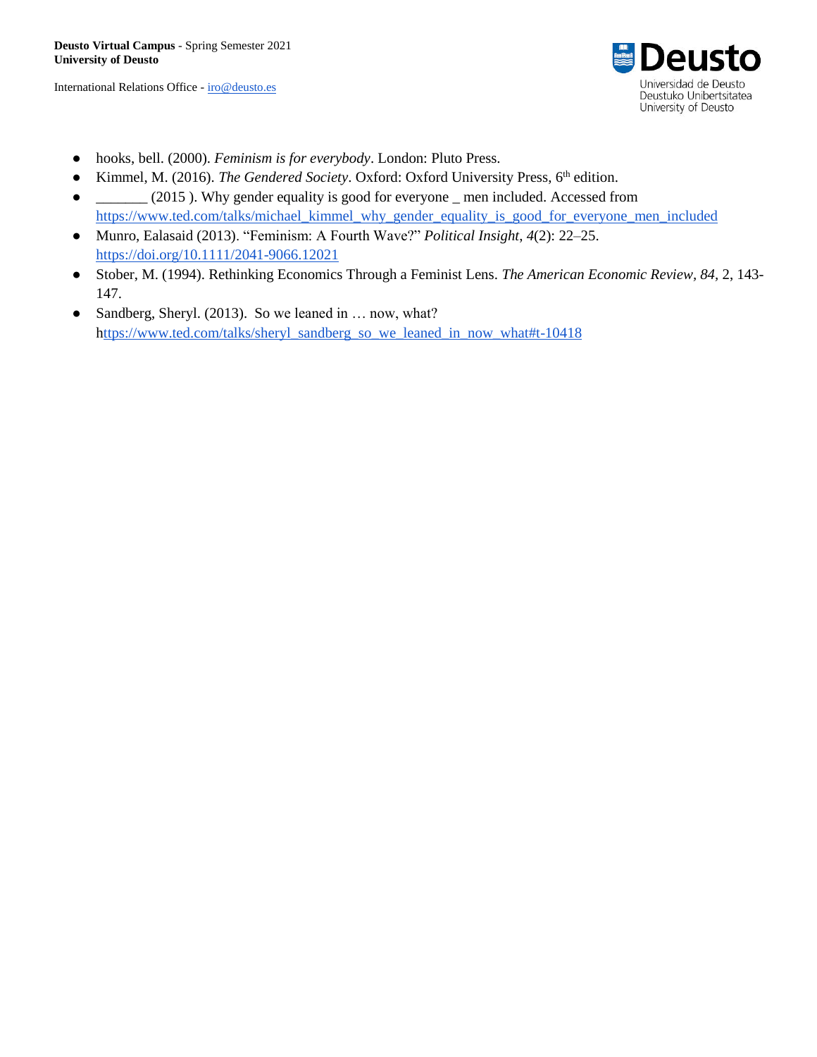- hooks, bell. (2000). *Feminism is for everybody*. London: Pluto Press.
- Kimmel, M. (2016). *The Gendered Society*. Oxford: Oxford University Press, 6th edition.
- _______ (2015 ). Why gender equality is good for everyone _ men included. Accessed from https://www.ted.com/talks/michael_kimmel_why_gender_equality_is_good_for_everyone_men_included
- Munro, Ealasaid (2013). "Feminism: A Fourth Wave?" *Political Insight*, *4*(2): 22–25. https://doi.org/10.1111/2041-9066.12021
- Stober, M. (1994). Rethinking Economics Through a Feminist Lens. *The American Economic Review, 84,* 2, 143-147.
- Sandberg, Sheryl. (2013). So we leaned in … now, what? https://www.ted.com/talks/sheryl_sandberg_so_we_leaned_in_now_what#t-10418